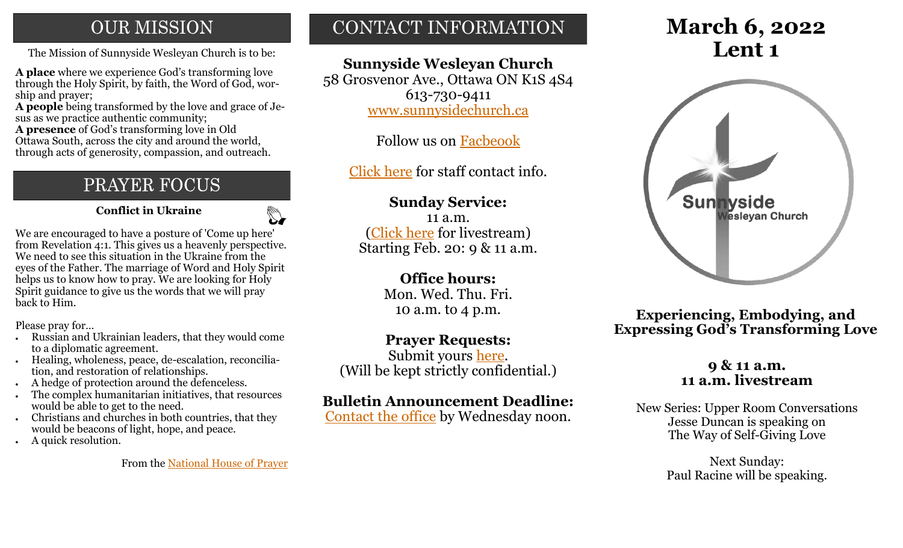# OUR MISSION

The Mission of Sunnyside Wesleyan Church is to be:

**A place** where we experience God's transforming love through the Holy Spirit, by faith, the Word of God, worship and prayer;
**A people** being transformed by the love and grace of Jesus as we practice authentic community;
**A presence** of God's transforming love in Old Ottawa South, across the city and around the world, through acts of generosity, compassion, and outreach.

# PRAYER FOCUS

**Conflict in Ukraine**

We are encouraged to have a posture of 'Come up here' from Revelation 4:1. This gives us a heavenly perspective. We need to see this situation in the Ukraine from the eyes of the Father. The marriage of Word and Holy Spirit helps us to know how to pray. We are looking for Holy Spirit guidance to give us the words that we will pray back to Him.

Please pray for…

- Russian and Ukrainian leaders, that they would come to a diplomatic agreement.
- Healing, wholeness, peace, de-escalation, reconciliation, and restoration of relationships.
- A hedge of protection around the defenceless.
- The complex humanitarian initiatives, that resources would be able to get to the need.
- Christians and churches in both countries, that they would be beacons of light, hope, and peace.
- A quick resolution.

From the National House of Prayer

# CONTACT INFORMATION

**Sunnyside Wesleyan Church**
58 Grosvenor Ave., Ottawa ON K1S 4S4
613-730-9411
www.sunnysidechurch.ca

Follow us on Facbeook

Click here for staff contact info.

**Sunday Service:**
11 a.m.
(Click here for livestream)
Starting Feb. 20: 9 & 11 a.m.

**Office hours:**
Mon. Wed. Thu. Fri.
10 a.m. to 4 p.m.

**Prayer Requests:**
Submit yours here.
(Will be kept strictly confidential.)

**Bulletin Announcement Deadline:**
Contact the office by Wednesday noon.

# March 6, 2022
# Lent 1

Sunnyside Wesleyan Church

**Experiencing, Embodying, and Expressing God's Transforming Love**

**9 & 11 a.m.**
**11 a.m. livestream**

New Series: Upper Room Conversations
Jesse Duncan is speaking on
The Way of Self-Giving Love

Next Sunday:
Paul Racine will be speaking.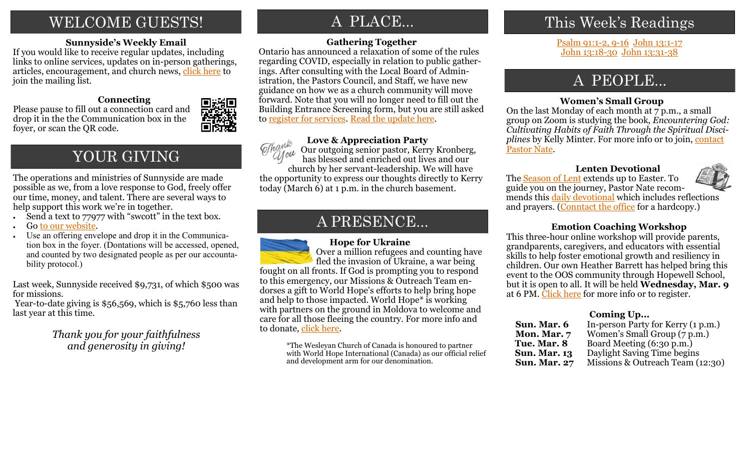# WELCOME GUESTS!

### Sunnyside's Weekly Email

If you would like to receive regular updates, including links to online services, updates on in-person gatherings, articles, encouragement, and church news, click here to join the mailing list.

### Connecting

Please pause to fill out a connection card and drop it in the the Communication box in the foyer, or scan the QR code.

# YOUR GIVING

The operations and ministries of Sunnyside are made possible as we, from a love response to God, freely offer our time, money, and talent. There are several ways to help support this work we're in together.

- Send a text to 77977 with "swcott" in the text box.
- Go to our website.
- Use an offering envelope and drop it in the Communication box in the foyer. (Dontations will be accessed, opened, and counted by two designated people as per our accountability protocol.)

Last week, Sunnyside received $9,731, of which $500 was for missions.

Year-to-date giving is $56,569, which is $5,760 less than last year at this time.

*Thank you for your faithfulness and generosity in giving!*

# A PLACE...

### Gathering Together

Ontario has announced a relaxation of some of the rules regarding COVID, especially in relation to public gatherings. After consulting with the Local Board of Administration, the Pastors Council, and Staff, we have new guidance on how we as a church community will move forward. Note that you will no longer need to fill out the Building Entrance Screening form, but you are still asked to register for services. Read the update here.

### Love & Appreciation Party

Our outgoing senior pastor, Kerry Kronberg, has blessed and enriched out lives and our church by her servant-leadership. We will have the opportunity to express our thoughts directly to Kerry today (March 6) at 1 p.m. in the church basement.

# A PRESENCE...

### Hope for Ukraine

Over a million refugees and counting have fled the invasion of Ukraine, a war being fought on all fronts. If God is prompting you to respond to this emergency, our Missions & Outreach Team endorses a gift to World Hope's efforts to help bring hope and help to those impacted. World Hope* is working with partners on the ground in Moldova to welcome and care for all those fleeing the country. For more info and to donate, click here.

*The Wesleyan Church of Canada is honoured to partner with World Hope International (Canada) as our official relief and development arm for our denomination.

# This Week's Readings

Psalm 91:1-2, 9-16 John 13:1-17
John 13:18-30 John 13:31-38

# A PEOPLE...

### Women's Small Group

On the last Monday of each month at 7 p.m., a small group on Zoom is studying the book, *Encountering God: Cultivating Habits of Faith Through the Spiritual Disciplines* by Kelly Minter. For more info or to join, contact Pastor Nate.

### Lenten Devotional

The Season of Lent extends up to Easter. To guide you on the journey, Pastor Nate recommends this daily devotional which includes reflections and prayers. (Conntact the office for a hardcopy.)

### Emotion Coaching Workshop

This three-hour online workshop will provide parents, grandparents, caregivers, and educators with essential skills to help foster emotional growth and resiliency in children. Our own Heather Barrett has helped bring this event to the OOS community through Hopewell School, but it is open to all. It will be held **Wednesday, Mar. 9** at 6 PM. Click here for more info or to register.

### Coming Up...

| | |
|---|---|
| **Sun. Mar. 6** | In-person Party for Kerry (1 p.m.) |
| **Mon. Mar. 7** | Women's Small Group (7 p.m.) |
| **Tue. Mar. 8** | Board Meeting (6:30 p.m.) |
| **Sun. Mar. 13** | Daylight Saving Time begins |
| **Sun. Mar. 27** | Missions & Outreach Team (12:30) |